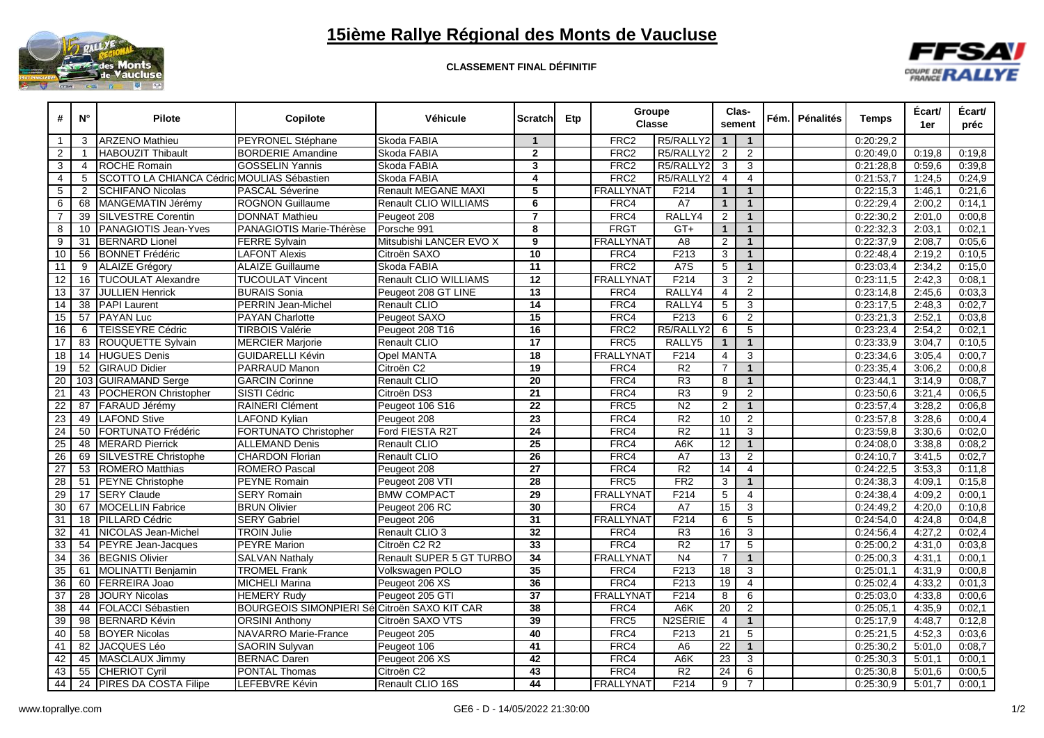# 15ième Rallye Régional des Monts de Vaucluse

**CLASSEMENT FINAL DÉFINITIF**

| # | N° | Pilote | Copilote | Véhicule | Scratch | Etp | Groupe | Classe | Clas- | sement | Fém. | Pénalités | Temps | Écart/ 1er | Écart/ préc |
|---|---|---|---|---|---|---|---|---|---|---|---|---|---|---|---|
| 1 | 3 | ARZENO Mathieu | PEYRONEL Stéphane | Skoda FABIA | 1 | | FRC2 | R5/RALLY2 | 1 | 1 | | | 0:20:29,2 | | |
| 2 | 1 | HABOUZIT Thibault | BORDERIE Amandine | Skoda FABIA | 2 | | FRC2 | R5/RALLY2 | 2 | 2 | | | 0:20:49,0 | 0:19,8 | 0:19,8 |
| 3 | 4 | ROCHE Romain | GOSSELIN Yannis | Skoda FABIA | 3 | | FRC2 | R5/RALLY2 | 3 | 3 | | | 0:21:28,8 | 0:59,6 | 0:39,8 |
| 4 | 5 | SCOTTO LA CHIANCA Cédric | MOULIAS Sébastien | Skoda FABIA | 4 | | FRC2 | R5/RALLY2 | 4 | 4 | | | 0:21:53,7 | 1:24,5 | 0:24,9 |
| 5 | 2 | SCHIFANO Nicolas | PASCAL Séverine | Renault MEGANE MAXI | 5 | | FRALLYNAT | F214 | 1 | 1 | | | 0:22:15,3 | 1:46,1 | 0:21,6 |
| 6 | 68 | MANGEMATIN Jérémy | ROGNON Guillaume | Renault CLIO WILLIAMS | 6 | | FRC4 | A7 | 1 | 1 | | | 0:22:29,4 | 2:00,2 | 0:14,1 |
| 7 | 39 | SILVESTRE Corentin | DONNAT Mathieu | Peugeot 208 | 7 | | FRC4 | RALLY4 | 2 | 1 | | | 0:22:30,2 | 2:01,0 | 0:00,8 |
| 8 | 10 | PANAGIOTIS Jean-Yves | PANAGIOTIS Marie-Thérèse | Porsche 991 | 8 | | FRGT | GT+ | 1 | 1 | | | 0:22:32,3 | 2:03,1 | 0:02,1 |
| 9 | 31 | BERNARD Lionel | FERRE Sylvain | Mitsubishi LANCER EVO X | 9 | | FRALLYNAT | A8 | 2 | 1 | | | 0:22:37,9 | 2:08,7 | 0:05,6 |
| 10 | 56 | BONNET Frédéric | LAFONT Alexis | Citroën SAXO | 10 | | FRC4 | F213 | 3 | 1 | | | 0:22:48,4 | 2:19,2 | 0:10,5 |
| 11 | 9 | ALAIZE Grégory | ALAIZE Guillaume | Skoda FABIA | 11 | | FRC2 | A7S | 5 | 1 | | | 0:23:03,4 | 2:34,2 | 0:15,0 |
| 12 | 16 | TUCOULAT Alexandre | TUCOULAT Vincent | Renault CLIO WILLIAMS | 12 | | FRALLYNAT | F214 | 3 | 2 | | | 0:23:11,5 | 2:42,3 | 0:08,1 |
| 13 | 37 | JULLIEN Henrick | BURAIS Sonia | Peugeot 208 GT LINE | 13 | | FRC4 | RALLY4 | 4 | 2 | | | 0:23:14,8 | 2:45,6 | 0:03,3 |
| 14 | 38 | PAPI Laurent | PERRIN Jean-Michel | Renault CLIO | 14 | | FRC4 | RALLY4 | 5 | 3 | | | 0:23:17,5 | 2:48,3 | 0:02,7 |
| 15 | 57 | PAYAN Luc | PAYAN Charlotte | Peugeot SAXO | 15 | | FRC4 | F213 | 6 | 2 | | | 0:23:21,3 | 2:52,1 | 0:03,8 |
| 16 | 6 | TEISSEYRE Cédric | TIRBOIS Valérie | Peugeot 208 T16 | 16 | | FRC2 | R5/RALLY2 | 6 | 5 | | | 0:23:23,4 | 2:54,2 | 0:02,1 |
| 17 | 83 | ROUQUETTE Sylvain | MERCIER Marjorie | Renault CLIO | 17 | | FRC5 | RALLY5 | 1 | 1 | | | 0:23:33,9 | 3:04,7 | 0:10,5 |
| 18 | 14 | HUGUES Denis | GUIDARELLI Kévin | Opel MANTA | 18 | | FRALLYNAT | F214 | 4 | 3 | | | 0:23:34,6 | 3:05,4 | 0:00,7 |
| 19 | 52 | GIRAUD Didier | PARRAUD Manon | Citroën C2 | 19 | | FRC4 | R2 | 7 | 1 | | | 0:23:35,4 | 3:06,2 | 0:00,8 |
| 20 | 103 | GUIRAMAND Serge | GARCIN Corinne | Renault CLIO | 20 | | FRC4 | R3 | 8 | 1 | | | 0:23:44,1 | 3:14,9 | 0:08,7 |
| 21 | 43 | POCHERON Christopher | SISTI Cédric | Citroën DS3 | 21 | | FRC4 | R3 | 9 | 2 | | | 0:23:50,6 | 3:21,4 | 0:06,5 |
| 22 | 87 | FARAUD Jérémy | RAINERI Clément | Peugeot 106 S16 | 22 | | FRC5 | N2 | 2 | 1 | | | 0:23:57,4 | 3:28,2 | 0:06,8 |
| 23 | 49 | LAFOND Stive | LAFOND Kylian | Peugeot 208 | 23 | | FRC4 | R2 | 10 | 2 | | | 0:23:57,8 | 3:28,6 | 0:00,4 |
| 24 | 50 | FORTUNATO Frédéric | FORTUNATO Christopher | Ford FIESTA R2T | 24 | | FRC4 | R2 | 11 | 3 | | | 0:23:59,8 | 3:30,6 | 0:02,0 |
| 25 | 48 | MERARD Pierrick | ALLEMAND Denis | Renault CLIO | 25 | | FRC4 | A6K | 12 | 1 | | | 0:24:08,0 | 3:38,8 | 0:08,2 |
| 26 | 69 | SILVESTRE Christophe | CHARDON Florian | Renault CLIO | 26 | | FRC4 | A7 | 13 | 2 | | | 0:24:10,7 | 3:41,5 | 0:02,7 |
| 27 | 53 | ROMERO Matthias | ROMERO Pascal | Peugeot 208 | 27 | | FRC4 | R2 | 14 | 4 | | | 0:24:22,5 | 3:53,3 | 0:11,8 |
| 28 | 51 | PEYNE Christophe | PEYNE Romain | Peugeot 208 VTI | 28 | | FRC5 | FR2 | 3 | 1 | | | 0:24:38,3 | 4:09,1 | 0:15,8 |
| 29 | 17 | SERY Claude | SERY Romain | BMW COMPACT | 29 | | FRALLYNAT | F214 | 5 | 4 | | | 0:24:38,4 | 4:09,2 | 0:00,1 |
| 30 | 67 | MOCELLIN Fabrice | BRUN Olivier | Peugeot 206 RC | 30 | | FRC4 | A7 | 15 | 3 | | | 0:24:49,2 | 4:20,0 | 0:10,8 |
| 31 | 18 | PILLARD Cédric | SERY Gabriel | Peugeot 206 | 31 | | FRALLYNAT | F214 | 6 | 5 | | | 0:24:54,0 | 4:24,8 | 0:04,8 |
| 32 | 41 | NICOLAS Jean-Michel | TROIN Julie | Renault CLIO 3 | 32 | | FRC4 | R3 | 16 | 3 | | | 0:24:56,4 | 4:27,2 | 0:02,4 |
| 33 | 54 | PEYRE Jean-Jacques | PEYRE Marion | Citroën C2 R2 | 33 | | FRC4 | R2 | 17 | 5 | | | 0:25:00,2 | 4:31,0 | 0:03,8 |
| 34 | 36 | BEGNIS Olivier | SALVAN Nathaly | Renault SUPER 5 GT TURBO | 34 | | FRALLYNAT | N4 | 7 | 1 | | | 0:25:00,3 | 4:31,1 | 0:00,1 |
| 35 | 61 | MOLINATTI Benjamin | TROMEL Frank | Volkswagen POLO | 35 | | FRC4 | F213 | 18 | 3 | | | 0:25:01,1 | 4:31,9 | 0:00,8 |
| 36 | 60 | FERREIRA Joao | MICHELI Marina | Peugeot 206 XS | 36 | | FRC4 | F213 | 19 | 4 | | | 0:25:02,4 | 4:33,2 | 0:01,3 |
| 37 | 28 | JOURY Nicolas | HEMERY Rudy | Peugeot 205 GTI | 37 | | FRALLYNAT | F214 | 8 | 6 | | | 0:25:03,0 | 4:33,8 | 0:00,6 |
| 38 | 44 | FOLACCI Sébastien | BOURGEOIS SIMONPIERI Sé | Citroën SAXO KIT CAR | 38 | | FRC4 | A6K | 20 | 2 | | | 0:25:05,1 | 4:35,9 | 0:02,1 |
| 39 | 98 | BERNARD Kévin | ORSINI Anthony | Citroën SAXO VTS | 39 | | FRC5 | N2SÉRIE | 4 | 1 | | | 0:25:17,9 | 4:48,7 | 0:12,8 |
| 40 | 58 | BOYER Nicolas | NAVARRO Marie-France | Peugeot 205 | 40 | | FRC4 | F213 | 21 | 5 | | | 0:25:21,5 | 4:52,3 | 0:03,6 |
| 41 | 82 | JACQUES Léo | SAORIN Sulyvan | Peugeot 106 | 41 | | FRC4 | A6 | 22 | 1 | | | 0:25:30,2 | 5:01,0 | 0:08,7 |
| 42 | 45 | MASCLAUX Jimmy | BERNAC Daren | Peugeot 206 XS | 42 | | FRC4 | A6K | 23 | 3 | | | 0:25:30,3 | 5:01,1 | 0:00,1 |
| 43 | 55 | CHERIOT Cyril | PONTAL Thomas | Citroën C2 | 43 | | FRC4 | R2 | 24 | 6 | | | 0:25:30,8 | 5:01,6 | 0:00,5 |
| 44 | 24 | PIRES DA COSTA Filipe | LEFEBVRE Kévin | Renault CLIO 16S | 44 | | FRALLYNAT | F214 | 9 | 7 | | | 0:25:30,9 | 5:01,7 | 0:00,1 |

www.toprallye.com GE6 - D - 14/05/2022 21:30:00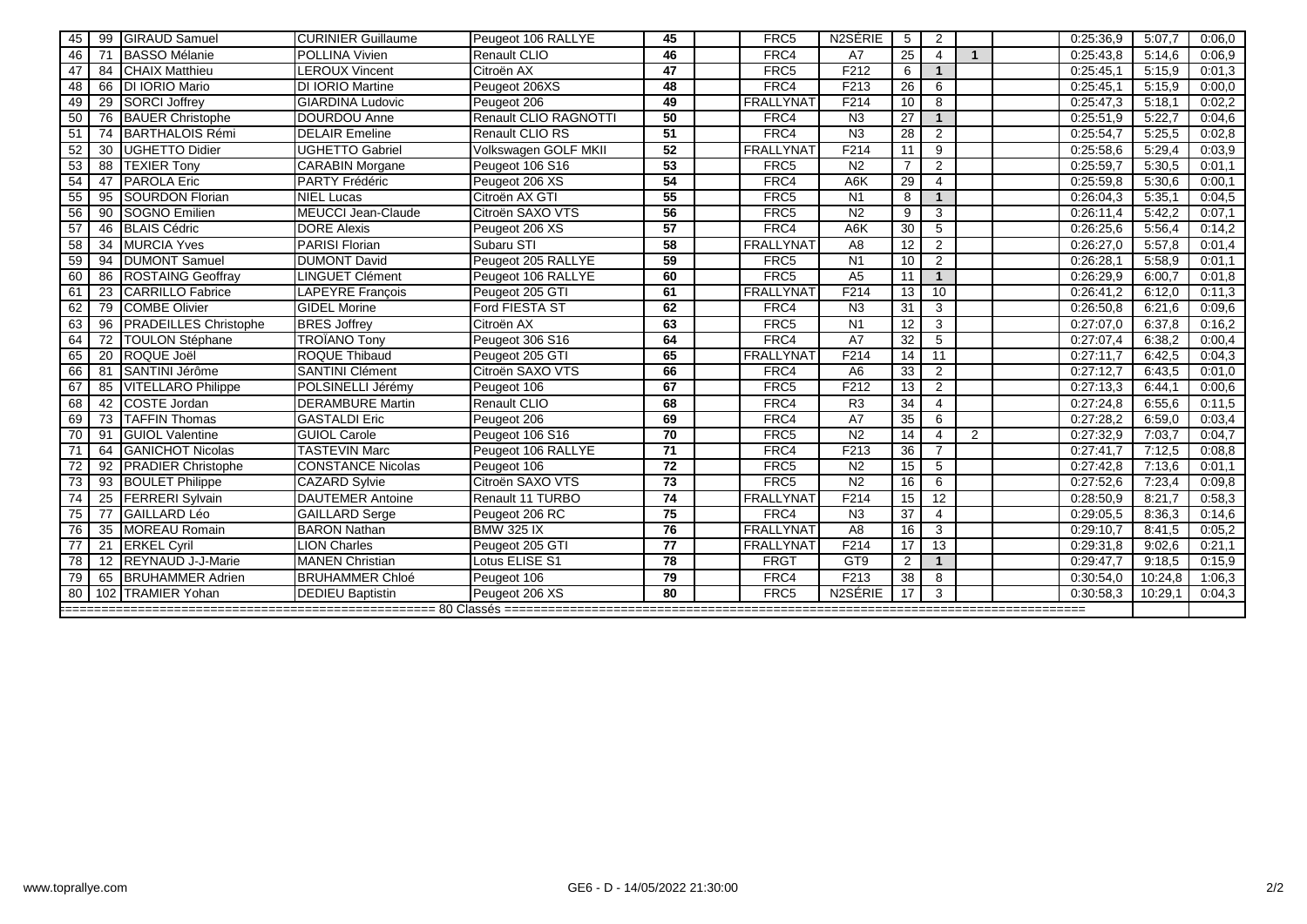| | | | | | | | | | | | | | | | | |
|---|---|---|---|---|---|---|---|---|---|---|---|---|---|---|---|---|
| 45 | 99 | GIRAUD Samuel | CURINIER Guillaume | Peugeot 106 RALLYE | 45 | | FRC5 | N2SÉRIE | 5 | 2 | | | | 0:25:36,9 | 5:07,7 | 0:06,0 |
| 46 | 71 | BASSO Mélanie | POLLINA Vivien | Renault CLIO | 46 | | FRC4 | A7 | 25 | 4 | 1 | | | 0:25:43,8 | 5:14,6 | 0:06,9 |
| 47 | 84 | CHAIX Matthieu | LEROUX Vincent | Citroën AX | 47 | | FRC5 | F212 | 6 | 1 | | | | 0:25:45,1 | 5:15,9 | 0:01,3 |
| 48 | 66 | DI IORIO Mario | DI IORIO Martine | Peugeot 206XS | 48 | | FRC4 | F213 | 26 | 6 | | | | 0:25:45,1 | 5:15,9 | 0:00,0 |
| 49 | 29 | SORCI Joffrey | GIARDINA Ludovic | Peugeot 206 | 49 | | FRALLYNAT | F214 | 10 | 8 | | | | 0:25:47,3 | 5:18,1 | 0:02,2 |
| 50 | 76 | BAUER Christophe | DOURDOU Anne | Renault CLIO RAGNOTTI | 50 | | FRC4 | N3 | 27 | 1 | | | | 0:25:51,9 | 5:22,7 | 0:04,6 |
| 51 | 74 | BARTHALOIS Rémi | DELAIR Emeline | Renault CLIO RS | 51 | | FRC4 | N3 | 28 | 2 | | | | 0:25:54,7 | 5:25,5 | 0:02,8 |
| 52 | 30 | UGHETTO Didier | UGHETTO Gabriel | Volkswagen GOLF MKII | 52 | | FRALLYNAT | F214 | 11 | 9 | | | | 0:25:58,6 | 5:29,4 | 0:03,9 |
| 53 | 88 | TEXIER Tony | CARABIN Morgane | Peugeot 106 S16 | 53 | | FRC5 | N2 | 7 | 2 | | | | 0:25:59,7 | 5:30,5 | 0:01,1 |
| 54 | 47 | PAROLA Eric | PARTY Frédéric | Peugeot 206 XS | 54 | | FRC4 | A6K | 29 | 4 | | | | 0:25:59,8 | 5:30,6 | 0:00,1 |
| 55 | 95 | SOURDON Florian | NIEL Lucas | Citroën AX GTI | 55 | | FRC5 | N1 | 8 | 1 | | | | 0:26:04,3 | 5:35,1 | 0:04,5 |
| 56 | 90 | SOGNO Emilien | MEUCCI Jean-Claude | Citroën SAXO VTS | 56 | | FRC5 | N2 | 9 | 3 | | | | 0:26:11,4 | 5:42,2 | 0:07,1 |
| 57 | 46 | BLAIS Cédric | DORE Alexis | Peugeot 206 XS | 57 | | FRC4 | A6K | 30 | 5 | | | | 0:26:25,6 | 5:56,4 | 0:14,2 |
| 58 | 34 | MURCIA Yves | PARISI Florian | Subaru STI | 58 | | FRALLYNAT | A8 | 12 | 2 | | | | 0:26:27,0 | 5:57,8 | 0:01,4 |
| 59 | 94 | DUMONT Samuel | DUMONT David | Peugeot 205 RALLYE | 59 | | FRC5 | N1 | 10 | 2 | | | | 0:26:28,1 | 5:58,9 | 0:01,1 |
| 60 | 86 | ROSTAING Geoffray | LINGUET Clément | Peugeot 106 RALLYE | 60 | | FRC5 | A5 | 11 | 1 | | | | 0:26:29,9 | 6:00,7 | 0:01,8 |
| 61 | 23 | CARRILLO Fabrice | LAPEYRE François | Peugeot 205 GTI | 61 | | FRALLYNAT | F214 | 13 | 10 | | | | 0:26:41,2 | 6:12,0 | 0:11,3 |
| 62 | 79 | COMBE Olivier | GIDEL Morine | Ford FIESTA ST | 62 | | FRC4 | N3 | 31 | 3 | | | | 0:26:50,8 | 6:21,6 | 0:09,6 |
| 63 | 96 | PRADEILLES Christophe | BRES Joffrey | Citroën AX | 63 | | FRC5 | N1 | 12 | 3 | | | | 0:27:07,0 | 6:37,8 | 0:16,2 |
| 64 | 72 | TOULON Stéphane | TROÏANO Tony | Peugeot 306 S16 | 64 | | FRC4 | A7 | 32 | 5 | | | | 0:27:07,4 | 6:38,2 | 0:00,4 |
| 65 | 20 | ROQUE Joël | ROQUE Thibaud | Peugeot 205 GTI | 65 | | FRALLYNAT | F214 | 14 | 11 | | | | 0:27:11,7 | 6:42,5 | 0:04,3 |
| 66 | 81 | SANTINI Jérôme | SANTINI Clément | Citroën SAXO VTS | 66 | | FRC4 | A6 | 33 | 2 | | | | 0:27:12,7 | 6:43,5 | 0:01,0 |
| 67 | 85 | VITELLARO Philippe | POLSINELLI Jérémy | Peugeot 106 | 67 | | FRC5 | F212 | 13 | 2 | | | | 0:27:13,3 | 6:44,1 | 0:00,6 |
| 68 | 42 | COSTE Jordan | DERAMBURE Martin | Renault CLIO | 68 | | FRC4 | R3 | 34 | 4 | | | | 0:27:24,8 | 6:55,6 | 0:11,5 |
| 69 | 73 | TAFFIN Thomas | GASTALDI Eric | Peugeot 206 | 69 | | FRC4 | A7 | 35 | 6 | | | | 0:27:28,2 | 6:59,0 | 0:03,4 |
| 70 | 91 | GUIOL Valentine | GUIOL Carole | Peugeot 106 S16 | 70 | | FRC5 | N2 | 14 | 4 | 2 | | | 0:27:32,9 | 7:03,7 | 0:04,7 |
| 71 | 64 | GANICHOT Nicolas | TASTEVIN Marc | Peugeot 106 RALLYE | 71 | | FRC4 | F213 | 36 | 7 | | | | 0:27:41,7 | 7:12,5 | 0:08,8 |
| 72 | 92 | PRADIER Christophe | CONSTANCE Nicolas | Peugeot 106 | 72 | | FRC5 | N2 | 15 | 5 | | | | 0:27:42,8 | 7:13,6 | 0:01,1 |
| 73 | 93 | BOULET Philippe | CAZARD Sylvie | Citroën SAXO VTS | 73 | | FRC5 | N2 | 16 | 6 | | | | 0:27:52,6 | 7:23,4 | 0:09,8 |
| 74 | 25 | FERRERI Sylvain | DAUTEMER Antoine | Renault 11 TURBO | 74 | | FRALLYNAT | F214 | 15 | 12 | | | | 0:28:50,9 | 8:21,7 | 0:58,3 |
| 75 | 77 | GAILLARD Léo | GAILLARD Serge | Peugeot 206 RC | 75 | | FRC4 | N3 | 37 | 4 | | | | 0:29:05,5 | 8:36,3 | 0:14,6 |
| 76 | 35 | MOREAU Romain | BARON Nathan | BMW 325 IX | 76 | | FRALLYNAT | A8 | 16 | 3 | | | | 0:29:10,7 | 8:41,5 | 0:05,2 |
| 77 | 21 | ERKEL Cyril | LION Charles | Peugeot 205 GTI | 77 | | FRALLYNAT | F214 | 17 | 13 | | | | 0:29:31,8 | 9:02,6 | 0:21,1 |
| 78 | 12 | REYNAUD J-J-Marie | MANEN Christian | Lotus ELISE S1 | 78 | | FRGT | GT9 | 2 | 1 | | | | 0:29:47,7 | 9:18,5 | 0:15,9 |
| 79 | 65 | BRUHAMMER Adrien | BRUHAMMER Chloé | Peugeot 106 | 79 | | FRC4 | F213 | 38 | 8 | | | | 0:30:54,0 | 10:24,8 | 1:06,3 |
| 80 | 102 | TRAMIER Yohan | DEDIEU Baptistin | Peugeot 206 XS | 80 | | FRC5 | N2SÉRIE | 17 | 3 | | | | 0:30:58,3 | 10:29,1 | 0:04,3 |

================================================= 80 Classés =================================================

www.toprallye.com — GE6 - D - 14/05/2022 21:30:00